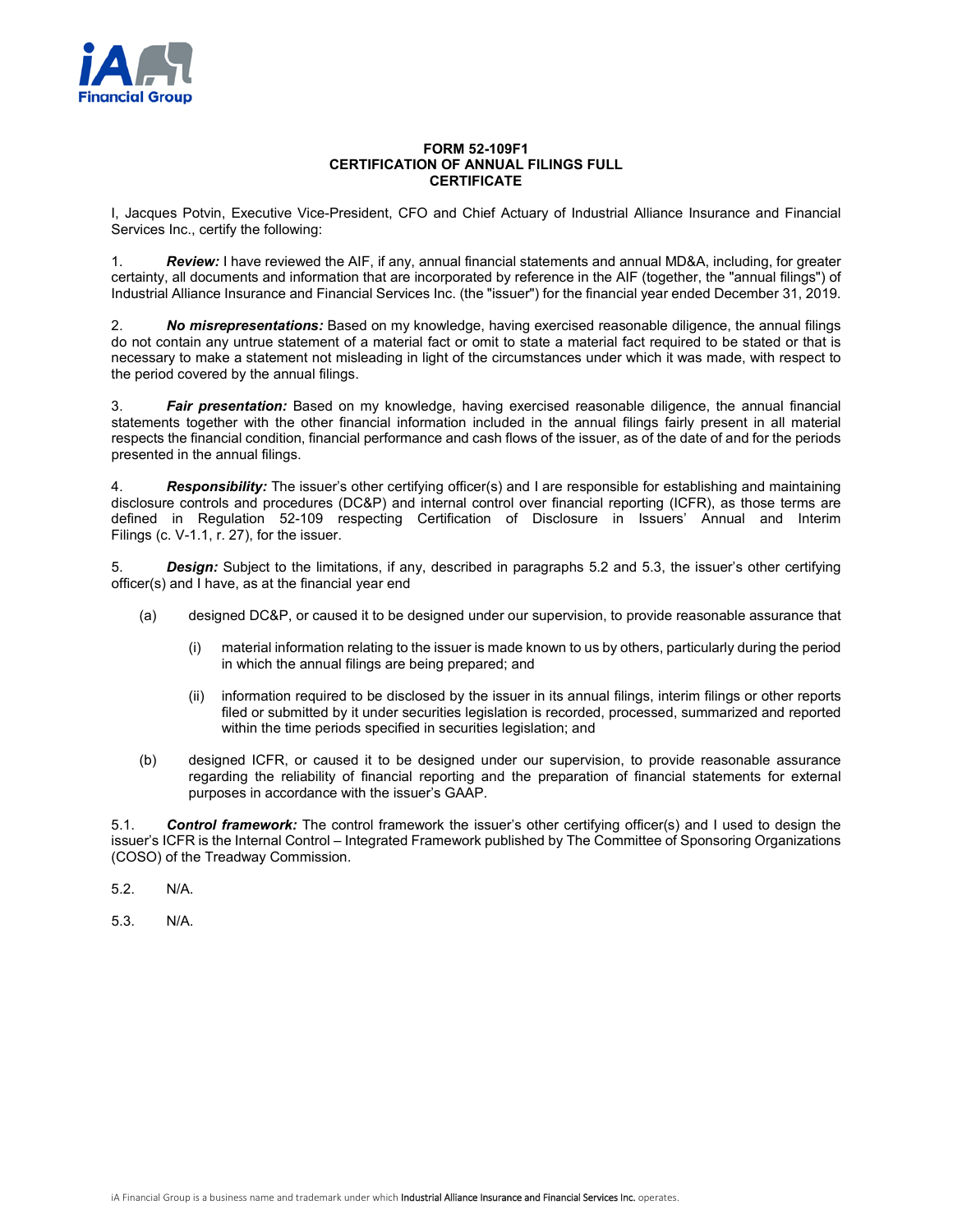# FORM 52-109F1
# CERTIFICATION OF ANNUAL FILINGS FULL CERTIFICATE

I, Jacques Potvin, Executive Vice-President, CFO and Chief Actuary of Industrial Alliance Insurance and Financial Services Inc., certify the following:

1. ***Review:*** I have reviewed the AIF, if any, annual financial statements and annual MD&A, including, for greater certainty, all documents and information that are incorporated by reference in the AIF (together, the "annual filings") of Industrial Alliance Insurance and Financial Services Inc. (the "issuer") for the financial year ended December 31, 2019.

2. ***No misrepresentations:*** Based on my knowledge, having exercised reasonable diligence, the annual filings do not contain any untrue statement of a material fact or omit to state a material fact required to be stated or that is necessary to make a statement not misleading in light of the circumstances under which it was made, with respect to the period covered by the annual filings.

3. ***Fair presentation:*** Based on my knowledge, having exercised reasonable diligence, the annual financial statements together with the other financial information included in the annual filings fairly present in all material respects the financial condition, financial performance and cash flows of the issuer, as of the date of and for the periods presented in the annual filings.

4. ***Responsibility:*** The issuer's other certifying officer(s) and I are responsible for establishing and maintaining disclosure controls and procedures (DC&P) and internal control over financial reporting (ICFR), as those terms are defined in Regulation 52-109 respecting Certification of Disclosure in Issuers' Annual and Interim Filings (c. V-1.1, r. 27), for the issuer.

5. ***Design:*** Subject to the limitations, if any, described in paragraphs 5.2 and 5.3, the issuer's other certifying officer(s) and I have, as at the financial year end

   (a) designed DC&P, or caused it to be designed under our supervision, to provide reasonable assurance that

      (i) material information relating to the issuer is made known to us by others, particularly during the period in which the annual filings are being prepared; and

      (ii) information required to be disclosed by the issuer in its annual filings, interim filings or other reports filed or submitted by it under securities legislation is recorded, processed, summarized and reported within the time periods specified in securities legislation; and

   (b) designed ICFR, or caused it to be designed under our supervision, to provide reasonable assurance regarding the reliability of financial reporting and the preparation of financial statements for external purposes in accordance with the issuer's GAAP.

5.1. ***Control framework:*** The control framework the issuer's other certifying officer(s) and I used to design the issuer's ICFR is the Internal Control – Integrated Framework published by The Committee of Sponsoring Organizations (COSO) of the Treadway Commission.

5.2. N/A.

5.3. N/A.

iA Financial Group is a business name and trademark under which Industrial Alliance Insurance and Financial Services Inc. operates.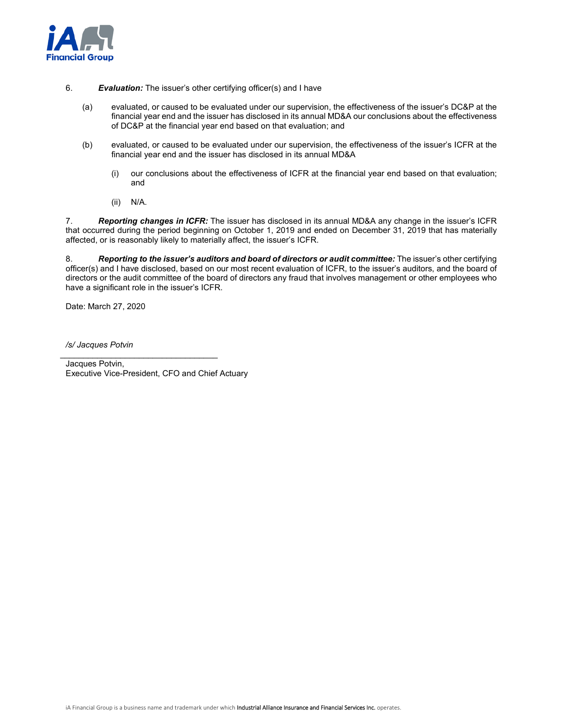6. ***Evaluation:*** The issuer's other certifying officer(s) and I have

(a) evaluated, or caused to be evaluated under our supervision, the effectiveness of the issuer's DC&P at the financial year end and the issuer has disclosed in its annual MD&A our conclusions about the effectiveness of DC&P at the financial year end based on that evaluation; and

(b) evaluated, or caused to be evaluated under our supervision, the effectiveness of the issuer's ICFR at the financial year end and the issuer has disclosed in its annual MD&A

(i) our conclusions about the effectiveness of ICFR at the financial year end based on that evaluation; and

(ii) N/A.

7. ***Reporting changes in ICFR:*** The issuer has disclosed in its annual MD&A any change in the issuer's ICFR that occurred during the period beginning on October 1, 2019 and ended on December 31, 2019 that has materially affected, or is reasonably likely to materially affect, the issuer's ICFR.

8. ***Reporting to the issuer's auditors and board of directors or audit committee:*** The issuer's other certifying officer(s) and I have disclosed, based on our most recent evaluation of ICFR, to the issuer's auditors, and the board of directors or the audit committee of the board of directors any fraud that involves management or other employees who have a significant role in the issuer's ICFR.

Date: March 27, 2020

*/s/ Jacques Potvin*

Jacques Potvin,
Executive Vice-President, CFO and Chief Actuary

iA Financial Group is a business name and trademark under which Industrial Alliance Insurance and Financial Services Inc. operates.